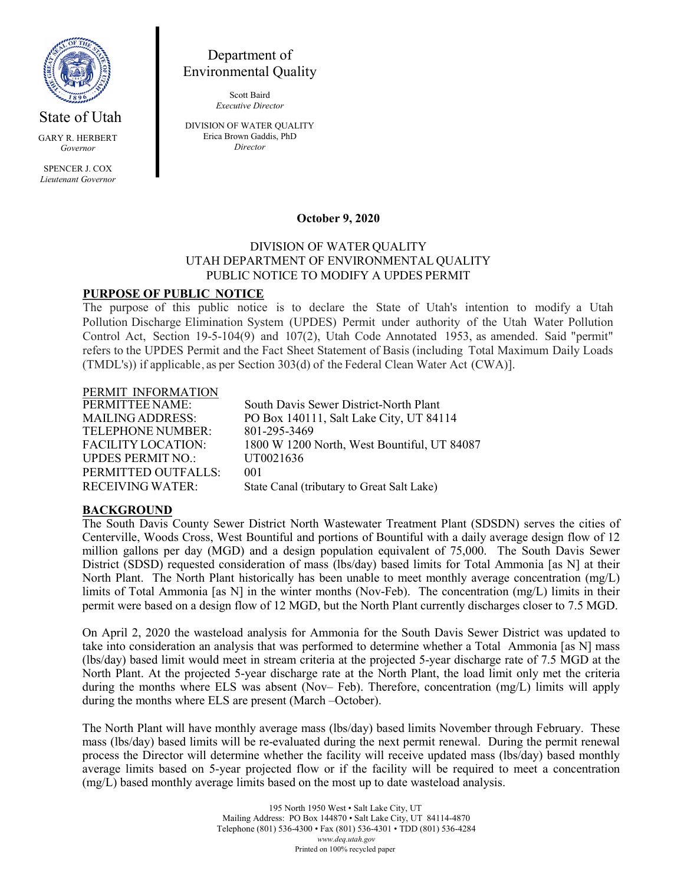State of Utah

GARY R. HERBERT
*Governor*

SPENCER J. COX
*Lieutenant Governor*

Department of
Environmental Quality

Scott Baird
*Executive Director*

DIVISION OF WATER QUALITY
Erica Brown Gaddis, PhD
*Director*

**October 9, 2020**

DIVISION OF WATER QUALITY
UTAH DEPARTMENT OF ENVIRONMENTAL QUALITY
PUBLIC NOTICE TO MODIFY A UPDES PERMIT

## PURPOSE OF PUBLIC NOTICE

The purpose of this public notice is to declare the State of Utah's intention to modify a Utah Pollution Discharge Elimination System (UPDES) Permit under authority of the Utah Water Pollution Control Act, Section 19-5-104(9) and 107(2), Utah Code Annotated 1953, as amended. Said "permit" refers to the UPDES Permit and the Fact Sheet Statement of Basis (including Total Maximum Daily Loads (TMDL's)) if applicable, as per Section 303(d) of the Federal Clean Water Act (CWA)].

## PERMIT INFORMATION

| | |
|---|---|
| PERMITTEE NAME: | South Davis Sewer District-North Plant |
| MAILING ADDRESS: | PO Box 140111, Salt Lake City, UT 84114 |
| TELEPHONE NUMBER: | 801-295-3469 |
| FACILITY LOCATION: | 1800 W 1200 North, West Bountiful, UT 84087 |
| UPDES PERMIT NO.: | UT0021636 |
| PERMITTED OUTFALLS: | 001 |
| RECEIVING WATER: | State Canal (tributary to Great Salt Lake) |

## BACKGROUND

The South Davis County Sewer District North Wastewater Treatment Plant (SDSDN) serves the cities of Centerville, Woods Cross, West Bountiful and portions of Bountiful with a daily average design flow of 12 million gallons per day (MGD) and a design population equivalent of 75,000. The South Davis Sewer District (SDSD) requested consideration of mass (lbs/day) based limits for Total Ammonia [as N] at their North Plant. The North Plant historically has been unable to meet monthly average concentration (mg/L) limits of Total Ammonia [as N] in the winter months (Nov-Feb). The concentration (mg/L) limits in their permit were based on a design flow of 12 MGD, but the North Plant currently discharges closer to 7.5 MGD.

On April 2, 2020 the wasteload analysis for Ammonia for the South Davis Sewer District was updated to take into consideration an analysis that was performed to determine whether a Total Ammonia [as N] mass (lbs/day) based limit would meet in stream criteria at the projected 5-year discharge rate of 7.5 MGD at the North Plant. At the projected 5-year discharge rate at the North Plant, the load limit only met the criteria during the months where ELS was absent (Nov– Feb). Therefore, concentration (mg/L) limits will apply during the months where ELS are present (March –October).

The North Plant will have monthly average mass (lbs/day) based limits November through February. These mass (lbs/day) based limits will be re-evaluated during the next permit renewal. During the permit renewal process the Director will determine whether the facility will receive updated mass (lbs/day) based monthly average limits based on 5-year projected flow or if the facility will be required to meet a concentration (mg/L) based monthly average limits based on the most up to date wasteload analysis.

195 North 1950 West • Salt Lake City, UT
Mailing Address: PO Box 144870 • Salt Lake City, UT 84114-4870
Telephone (801) 536-4300 • Fax (801) 536-4301 • TDD (801) 536-4284
*www.deq.utah.gov*
Printed on 100% recycled paper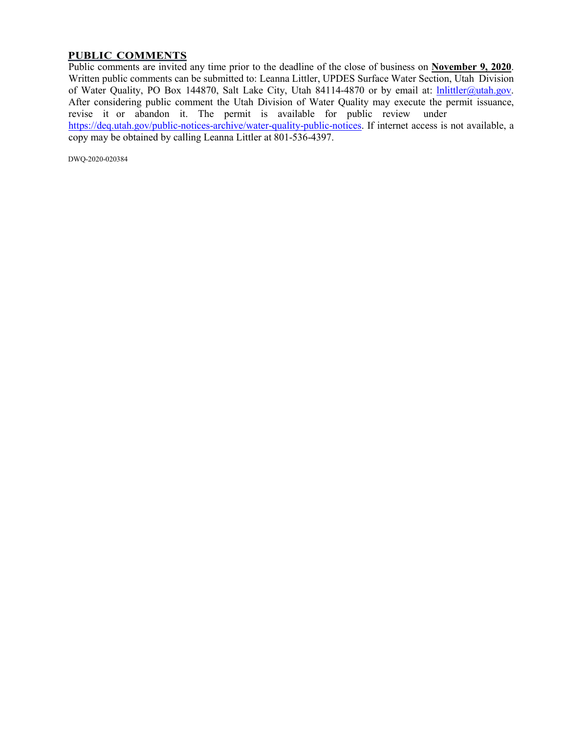## PUBLIC COMMENTS

Public comments are invited any time prior to the deadline of the close of business on **November 9, 2020**. Written public comments can be submitted to: Leanna Littler, UPDES Surface Water Section, Utah Division of Water Quality, PO Box 144870, Salt Lake City, Utah 84114-4870 or by email at: lnlittler@utah.gov. After considering public comment the Utah Division of Water Quality may execute the permit issuance, revise it or abandon it. The permit is available for public review under https://deq.utah.gov/public-notices-archive/water-quality-public-notices. If internet access is not available, a copy may be obtained by calling Leanna Littler at 801-536-4397.

DWQ-2020-020384